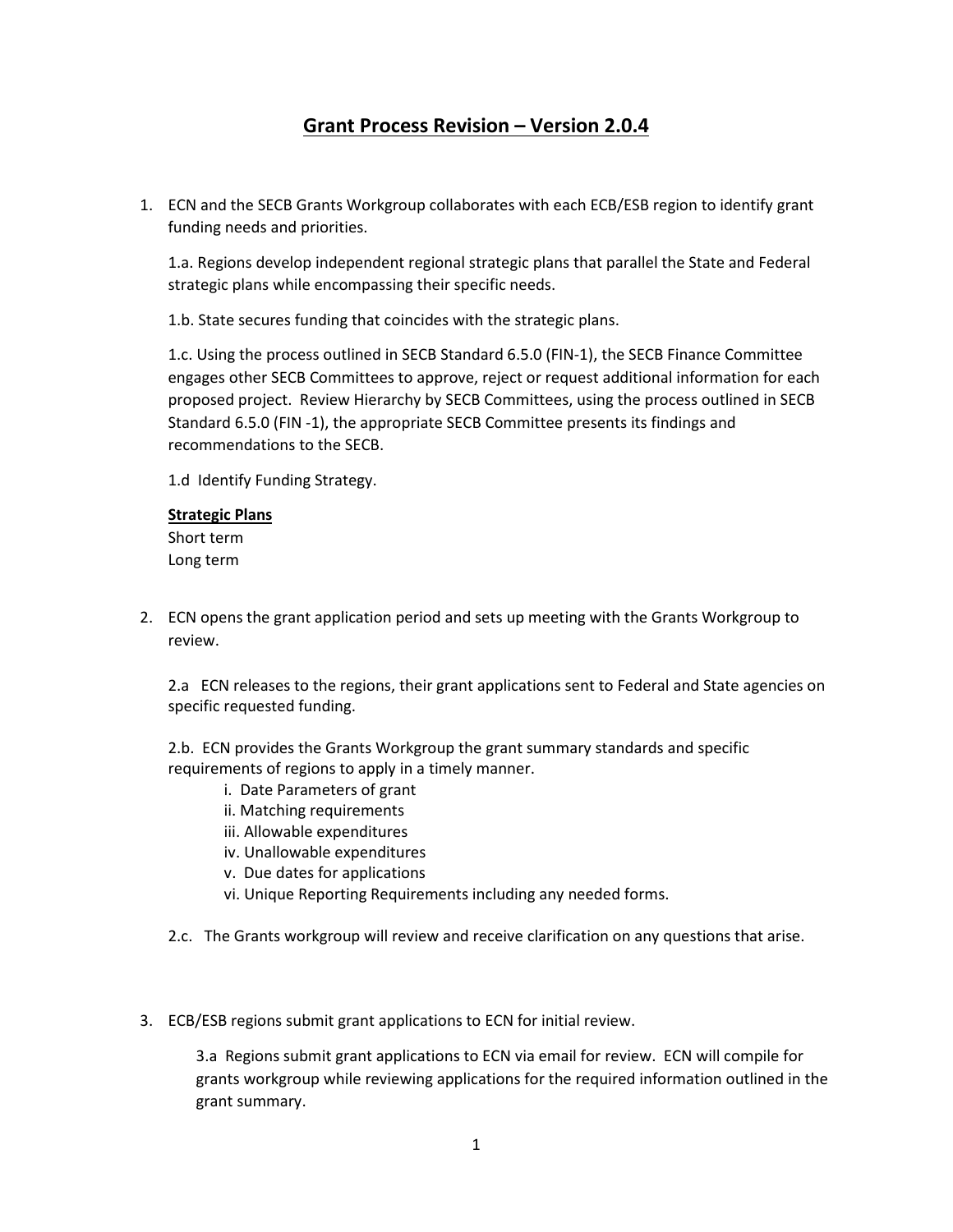# Grant Process Revision – Version 2.0.4

1. ECN and the SECB Grants Workgroup collaborates with each ECB/ESB region to identify grant funding needs and priorities.

   1.a. Regions develop independent regional strategic plans that parallel the State and Federal strategic plans while encompassing their specific needs.

   1.b. State secures funding that coincides with the strategic plans.

   1.c. Using the process outlined in SECB Standard 6.5.0 (FIN-1), the SECB Finance Committee engages other SECB Committees to approve, reject or request additional information for each proposed project. Review Hierarchy by SECB Committees, using the process outlined in SECB Standard 6.5.0 (FIN -1), the appropriate SECB Committee presents its findings and recommendations to the SECB.

   1.d Identify Funding Strategy.

   **Strategic Plans**
   Short term
   Long term

2. ECN opens the grant application period and sets up meeting with the Grants Workgroup to review.

   2.a ECN releases to the regions, their grant applications sent to Federal and State agencies on specific requested funding.

   2.b. ECN provides the Grants Workgroup the grant summary standards and specific requirements of regions to apply in a timely manner.
      i. Date Parameters of grant
      ii. Matching requirements
      iii. Allowable expenditures
      iv. Unallowable expenditures
      v. Due dates for applications
      vi. Unique Reporting Requirements including any needed forms.

   2.c. The Grants workgroup will review and receive clarification on any questions that arise.

3. ECB/ESB regions submit grant applications to ECN for initial review.

   3.a Regions submit grant applications to ECN via email for review. ECN will compile for grants workgroup while reviewing applications for the required information outlined in the grant summary.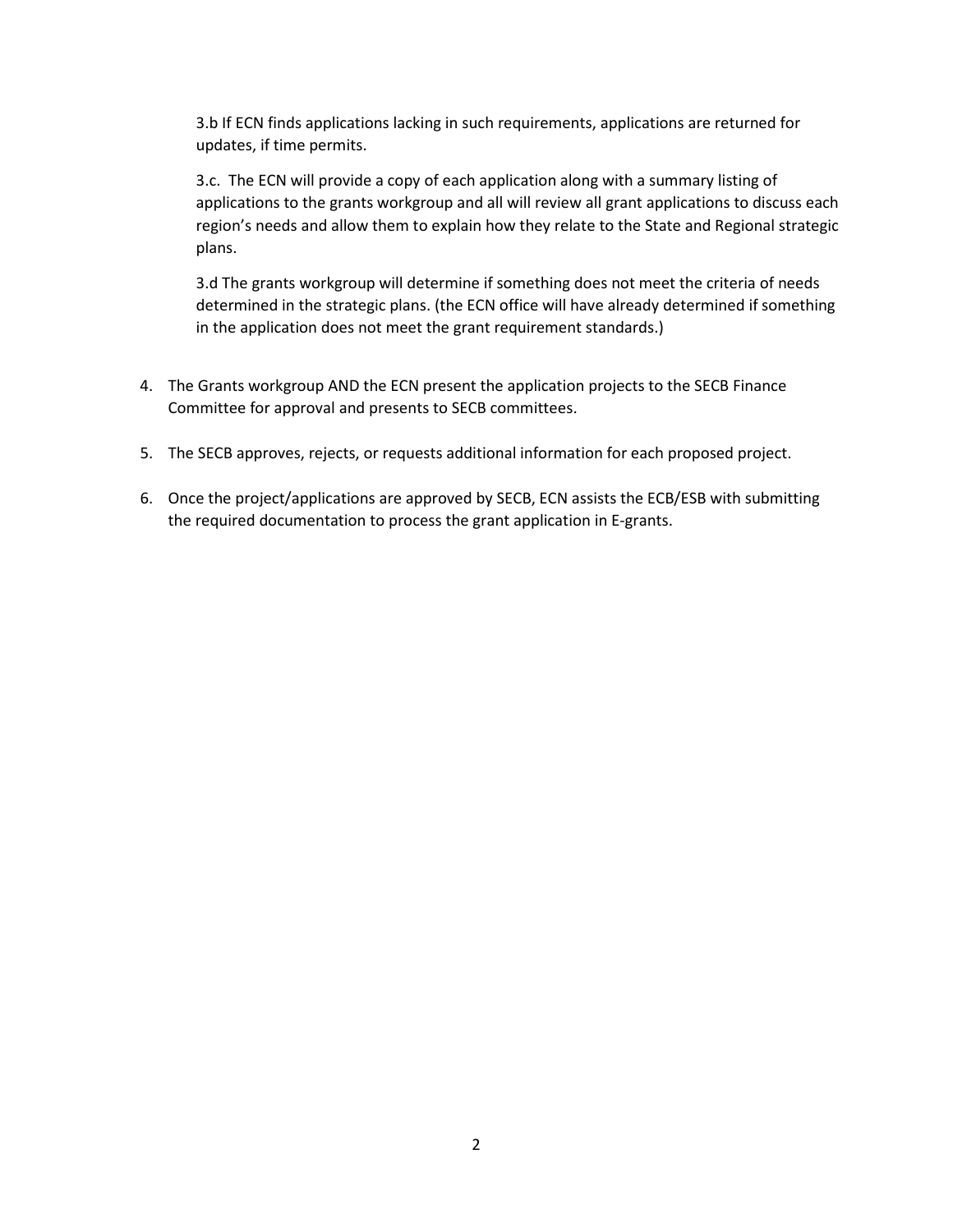3.b If ECN finds applications lacking in such requirements, applications are returned for updates, if time permits.

3.c. The ECN will provide a copy of each application along with a summary listing of applications to the grants workgroup and all will review all grant applications to discuss each region's needs and allow them to explain how they relate to the State and Regional strategic plans.

3.d The grants workgroup will determine if something does not meet the criteria of needs determined in the strategic plans. (the ECN office will have already determined if something in the application does not meet the grant requirement standards.)

4. The Grants workgroup AND the ECN present the application projects to the SECB Finance Committee for approval and presents to SECB committees.
5. The SECB approves, rejects, or requests additional information for each proposed project.
6. Once the project/applications are approved by SECB, ECN assists the ECB/ESB with submitting the required documentation to process the grant application in E-grants.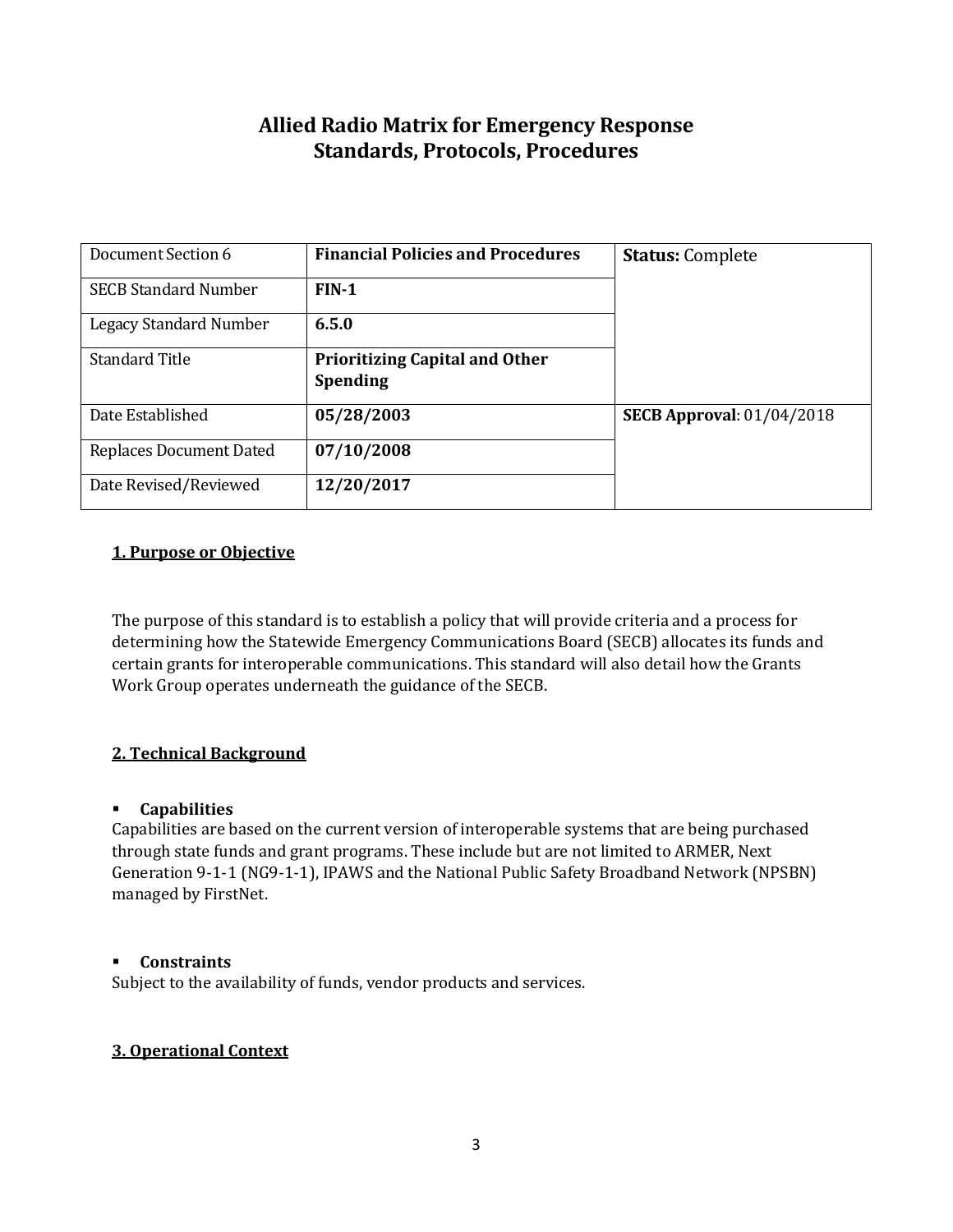# Allied Radio Matrix for Emergency Response
# Standards, Protocols, Procedures

| Document Section 6 | **Financial Policies and Procedures** | **Status:** Complete |
|---|---|---|
| SECB Standard Number | **FIN-1** | |
| Legacy Standard Number | **6.5.0** | |
| Standard Title | **Prioritizing Capital and Other Spending** | |
| Date Established | **05/28/2003** | **SECB Approval**: 01/04/2018 |
| Replaces Document Dated | **07/10/2008** | |
| Date Revised/Reviewed | **12/20/2017** | |

## 1. Purpose or Objective

The purpose of this standard is to establish a policy that will provide criteria and a process for determining how the Statewide Emergency Communications Board (SECB) allocates its funds and certain grants for interoperable communications. This standard will also detail how the Grants Work Group operates underneath the guidance of the SECB.

## 2. Technical Background

- **Capabilities**

Capabilities are based on the current version of interoperable systems that are being purchased through state funds and grant programs. These include but are not limited to ARMER, Next Generation 9-1-1 (NG9-1-1), IPAWS and the National Public Safety Broadband Network (NPSBN) managed by FirstNet.

- **Constraints**

Subject to the availability of funds, vendor products and services.

## 3. Operational Context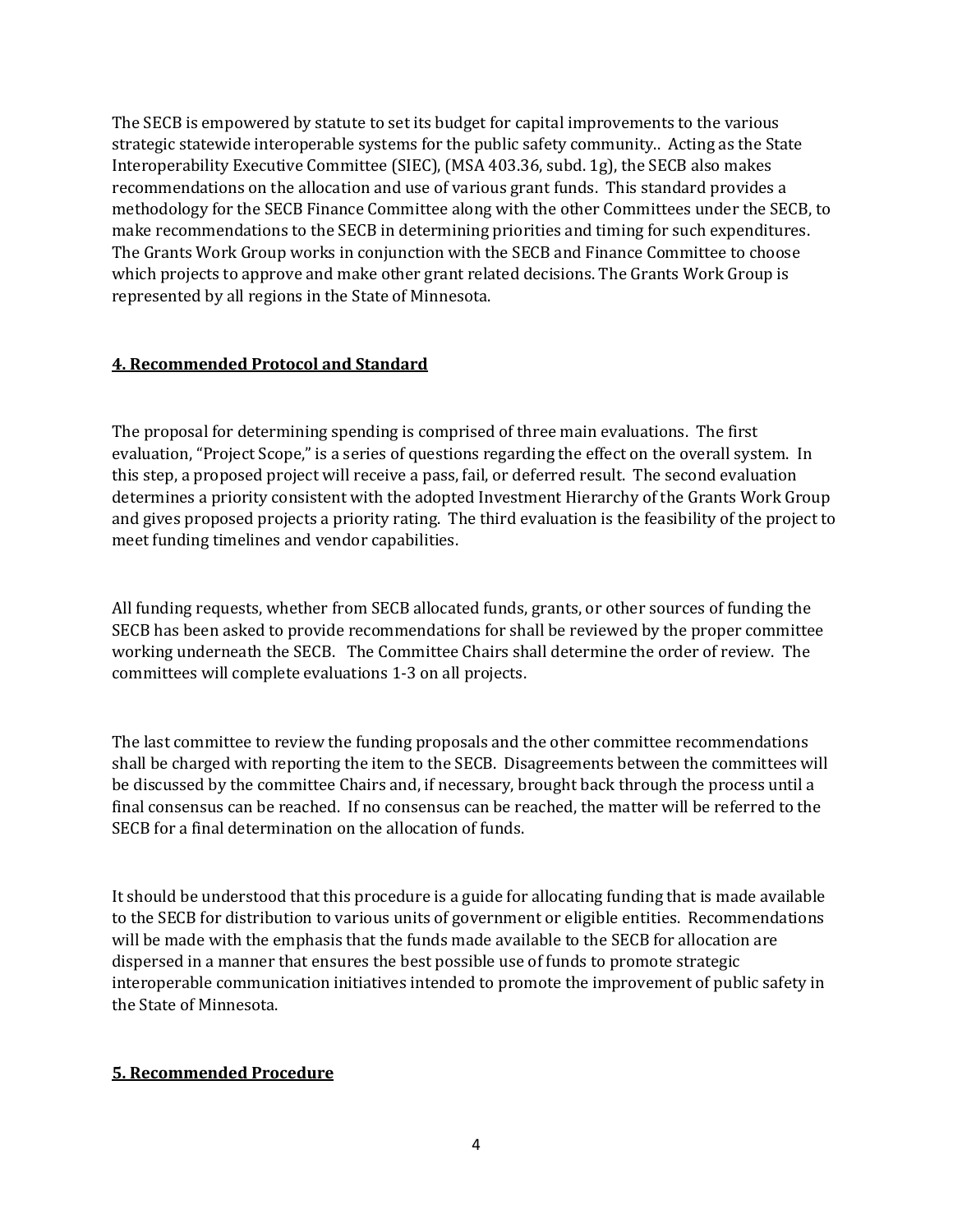The SECB is empowered by statute to set its budget for capital improvements to the various strategic statewide interoperable systems for the public safety community.. Acting as the State Interoperability Executive Committee (SIEC), (MSA 403.36, subd. 1g), the SECB also makes recommendations on the allocation and use of various grant funds. This standard provides a methodology for the SECB Finance Committee along with the other Committees under the SECB, to make recommendations to the SECB in determining priorities and timing for such expenditures. The Grants Work Group works in conjunction with the SECB and Finance Committee to choose which projects to approve and make other grant related decisions. The Grants Work Group is represented by all regions in the State of Minnesota.

## 4. Recommended Protocol and Standard

The proposal for determining spending is comprised of three main evaluations. The first evaluation, "Project Scope," is a series of questions regarding the effect on the overall system. In this step, a proposed project will receive a pass, fail, or deferred result. The second evaluation determines a priority consistent with the adopted Investment Hierarchy of the Grants Work Group and gives proposed projects a priority rating. The third evaluation is the feasibility of the project to meet funding timelines and vendor capabilities.

All funding requests, whether from SECB allocated funds, grants, or other sources of funding the SECB has been asked to provide recommendations for shall be reviewed by the proper committee working underneath the SECB. The Committee Chairs shall determine the order of review. The committees will complete evaluations 1-3 on all projects.

The last committee to review the funding proposals and the other committee recommendations shall be charged with reporting the item to the SECB. Disagreements between the committees will be discussed by the committee Chairs and, if necessary, brought back through the process until a final consensus can be reached. If no consensus can be reached, the matter will be referred to the SECB for a final determination on the allocation of funds.

It should be understood that this procedure is a guide for allocating funding that is made available to the SECB for distribution to various units of government or eligible entities. Recommendations will be made with the emphasis that the funds made available to the SECB for allocation are dispersed in a manner that ensures the best possible use of funds to promote strategic interoperable communication initiatives intended to promote the improvement of public safety in the State of Minnesota.

## 5. Recommended Procedure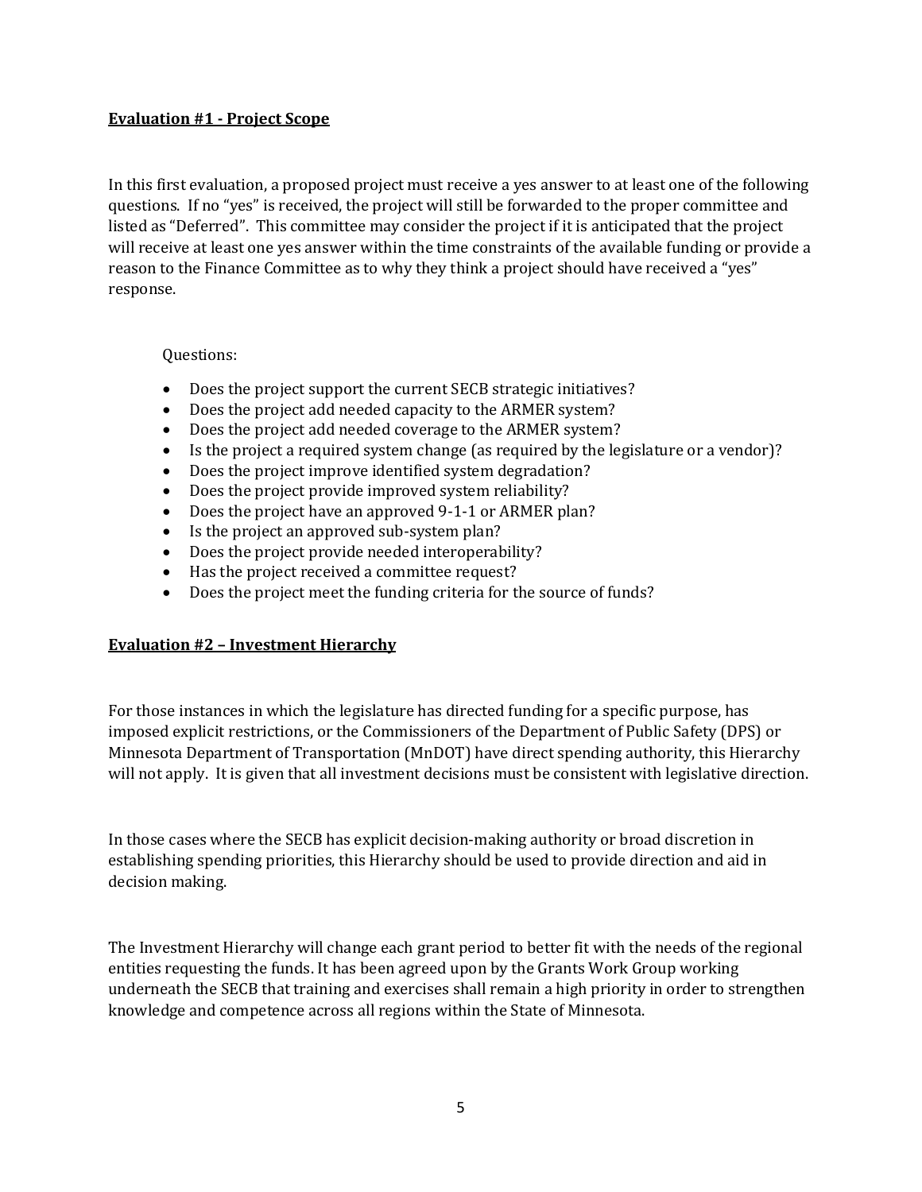**Evaluation #1 - Project Scope**

In this first evaluation, a proposed project must receive a yes answer to at least one of the following questions. If no "yes" is received, the project will still be forwarded to the proper committee and listed as "Deferred". This committee may consider the project if it is anticipated that the project will receive at least one yes answer within the time constraints of the available funding or provide a reason to the Finance Committee as to why they think a project should have received a "yes" response.

Questions:

- Does the project support the current SECB strategic initiatives?
- Does the project add needed capacity to the ARMER system?
- Does the project add needed coverage to the ARMER system?
- Is the project a required system change (as required by the legislature or a vendor)?
- Does the project improve identified system degradation?
- Does the project provide improved system reliability?
- Does the project have an approved 9-1-1 or ARMER plan?
- Is the project an approved sub-system plan?
- Does the project provide needed interoperability?
- Has the project received a committee request?
- Does the project meet the funding criteria for the source of funds?

**Evaluation #2 – Investment Hierarchy**

For those instances in which the legislature has directed funding for a specific purpose, has imposed explicit restrictions, or the Commissioners of the Department of Public Safety (DPS) or Minnesota Department of Transportation (MnDOT) have direct spending authority, this Hierarchy will not apply. It is given that all investment decisions must be consistent with legislative direction.

In those cases where the SECB has explicit decision-making authority or broad discretion in establishing spending priorities, this Hierarchy should be used to provide direction and aid in decision making.

The Investment Hierarchy will change each grant period to better fit with the needs of the regional entities requesting the funds. It has been agreed upon by the Grants Work Group working underneath the SECB that training and exercises shall remain a high priority in order to strengthen knowledge and competence across all regions within the State of Minnesota.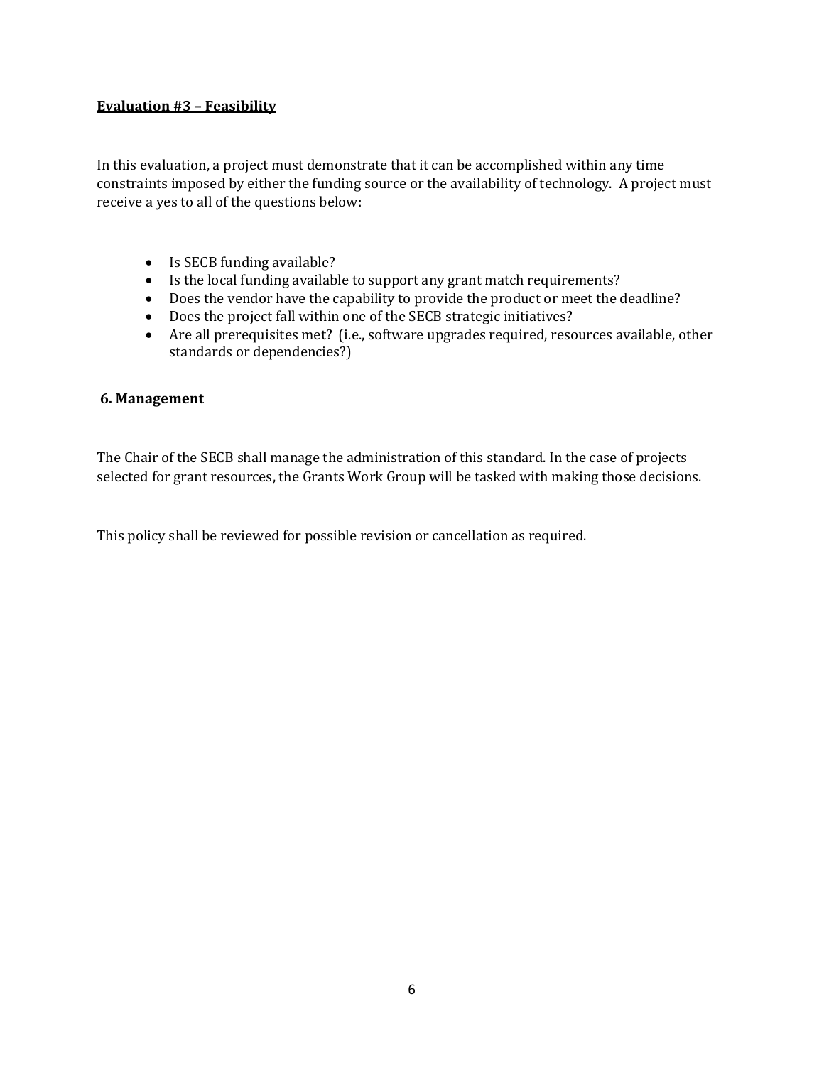**Evaluation #3 – Feasibility**

In this evaluation, a project must demonstrate that it can be accomplished within any time constraints imposed by either the funding source or the availability of technology. A project must receive a yes to all of the questions below:

- Is SECB funding available?
- Is the local funding available to support any grant match requirements?
- Does the vendor have the capability to provide the product or meet the deadline?
- Does the project fall within one of the SECB strategic initiatives?
- Are all prerequisites met? (i.e., software upgrades required, resources available, other standards or dependencies?)

## 6. Management

The Chair of the SECB shall manage the administration of this standard. In the case of projects selected for grant resources, the Grants Work Group will be tasked with making those decisions.

This policy shall be reviewed for possible revision or cancellation as required.